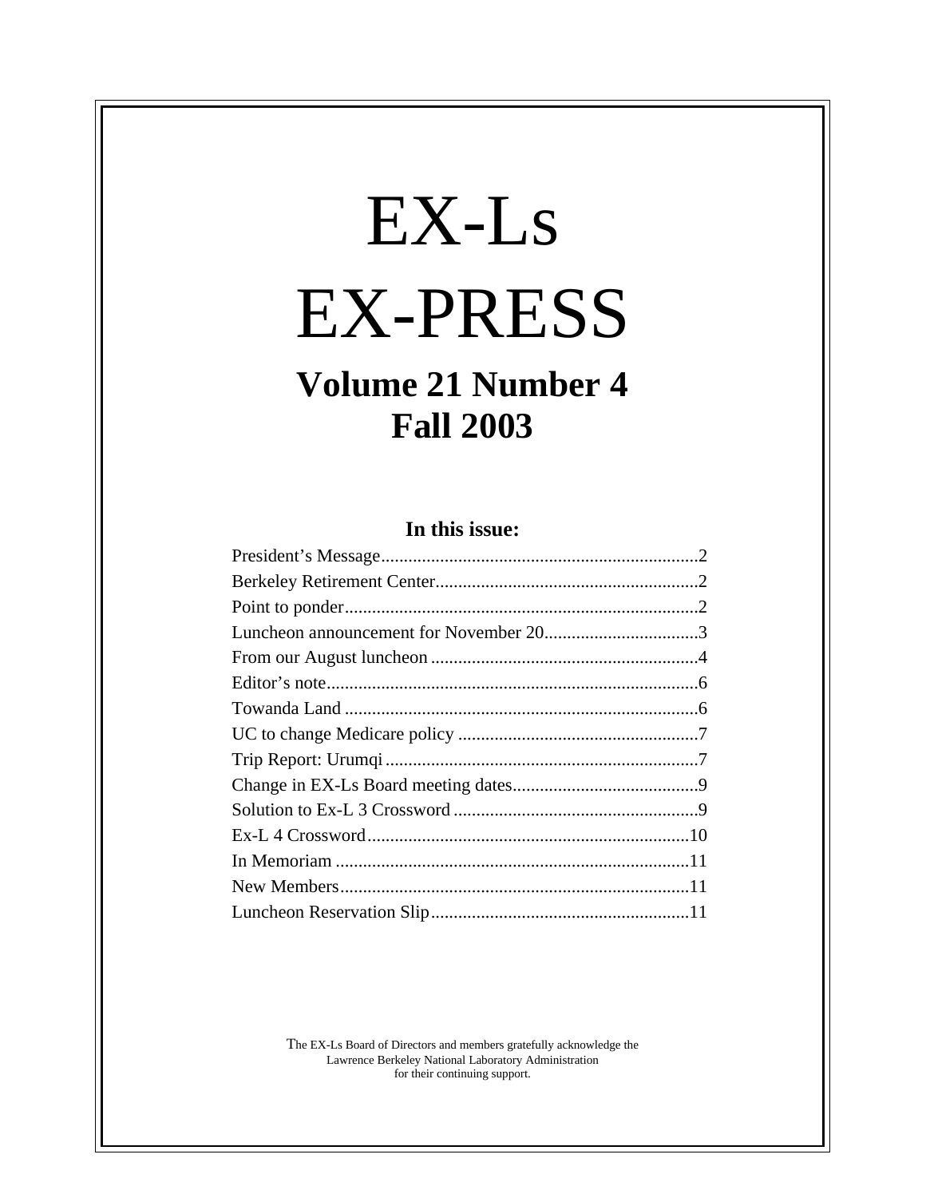# EX-Ls

# EX-PRESS

## Volume 21 Number 4
## Fall 2003

### In this issue:

President's Message.....................................................................2
Berkeley Retirement Center..........................................................2
Point to ponder.............................................................................2
Luncheon announcement for November 20..................................3
From our August luncheon ..........................................................4
Editor's note.................................................................................6
Towanda Land .............................................................................6
UC to change Medicare policy .....................................................7
Trip Report: Urumqi ....................................................................7
Change in EX-Ls Board meeting dates.........................................9
Solution to Ex-L 3 Crossword ......................................................9
Ex-L 4 Crossword......................................................................10
In Memoriam .............................................................................11
New Members............................................................................11
Luncheon Reservation Slip.........................................................11

The EX-Ls Board of Directors and members gratefully acknowledge the
Lawrence Berkeley National Laboratory Administration
for their continuing support.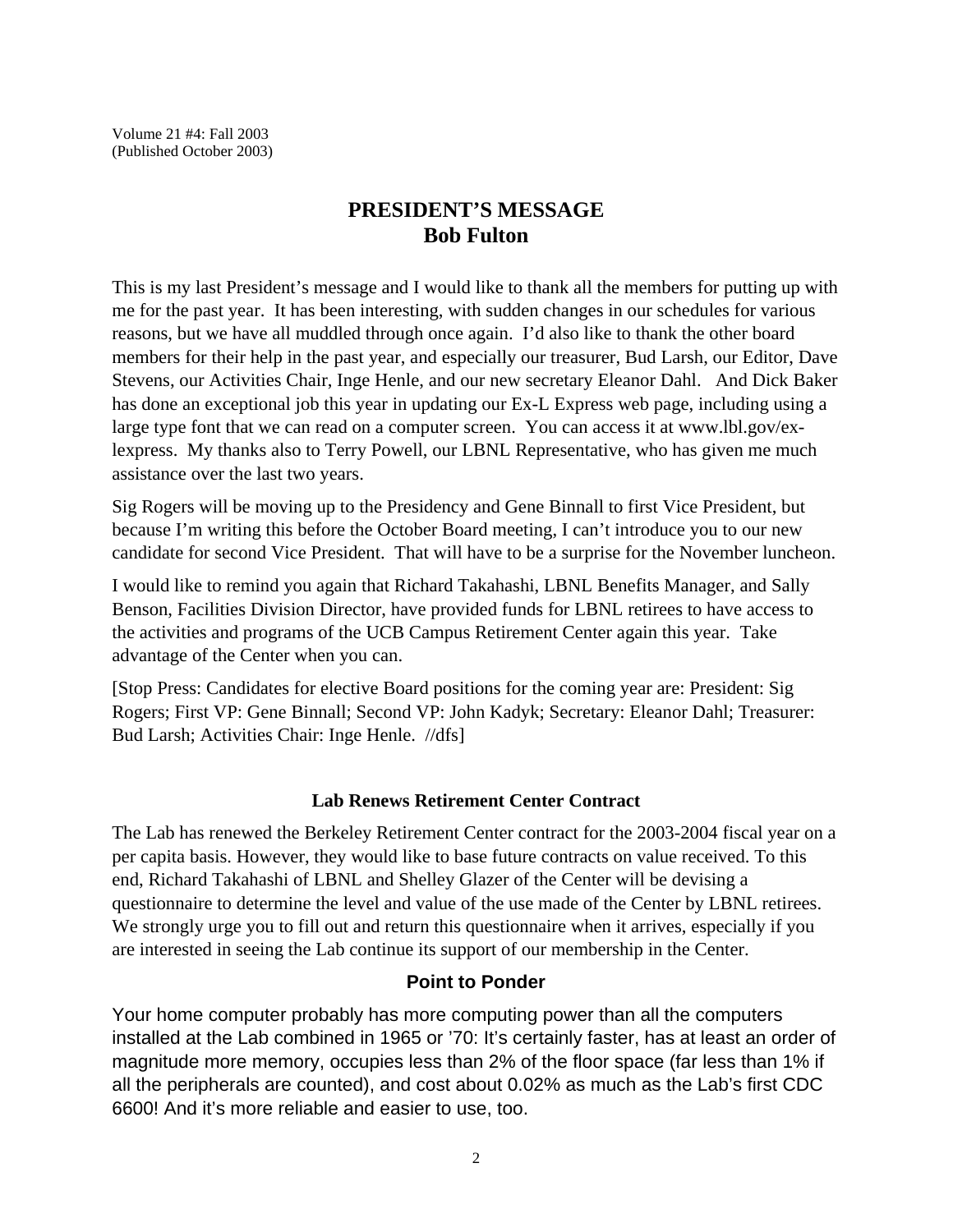Volume 21 #4: Fall 2003
(Published October 2003)

## PRESIDENT'S MESSAGE
## Bob Fulton

This is my last President's message and I would like to thank all the members for putting up with me for the past year. It has been interesting, with sudden changes in our schedules for various reasons, but we have all muddled through once again. I'd also like to thank the other board members for their help in the past year, and especially our treasurer, Bud Larsh, our Editor, Dave Stevens, our Activities Chair, Inge Henle, and our new secretary Eleanor Dahl. And Dick Baker has done an exceptional job this year in updating our Ex-L Express web page, including using a large type font that we can read on a computer screen. You can access it at www.lbl.gov/ex-lexpress. My thanks also to Terry Powell, our LBNL Representative, who has given me much assistance over the last two years.

Sig Rogers will be moving up to the Presidency and Gene Binnall to first Vice President, but because I'm writing this before the October Board meeting, I can't introduce you to our new candidate for second Vice President. That will have to be a surprise for the November luncheon.

I would like to remind you again that Richard Takahashi, LBNL Benefits Manager, and Sally Benson, Facilities Division Director, have provided funds for LBNL retirees to have access to the activities and programs of the UCB Campus Retirement Center again this year. Take advantage of the Center when you can.

[Stop Press: Candidates for elective Board positions for the coming year are: President: Sig Rogers; First VP: Gene Binnall; Second VP: John Kadyk; Secretary: Eleanor Dahl; Treasurer: Bud Larsh; Activities Chair: Inge Henle. //dfs]

### Lab Renews Retirement Center Contract

The Lab has renewed the Berkeley Retirement Center contract for the 2003-2004 fiscal year on a per capita basis. However, they would like to base future contracts on value received. To this end, Richard Takahashi of LBNL and Shelley Glazer of the Center will be devising a questionnaire to determine the level and value of the use made of the Center by LBNL retirees. We strongly urge you to fill out and return this questionnaire when it arrives, especially if you are interested in seeing the Lab continue its support of our membership in the Center.

### Point to Ponder

Your home computer probably has more computing power than all the computers installed at the Lab combined in 1965 or '70: It's certainly faster, has at least an order of magnitude more memory, occupies less than 2% of the floor space (far less than 1% if all the peripherals are counted), and cost about 0.02% as much as the Lab's first CDC 6600! And it's more reliable and easier to use, too.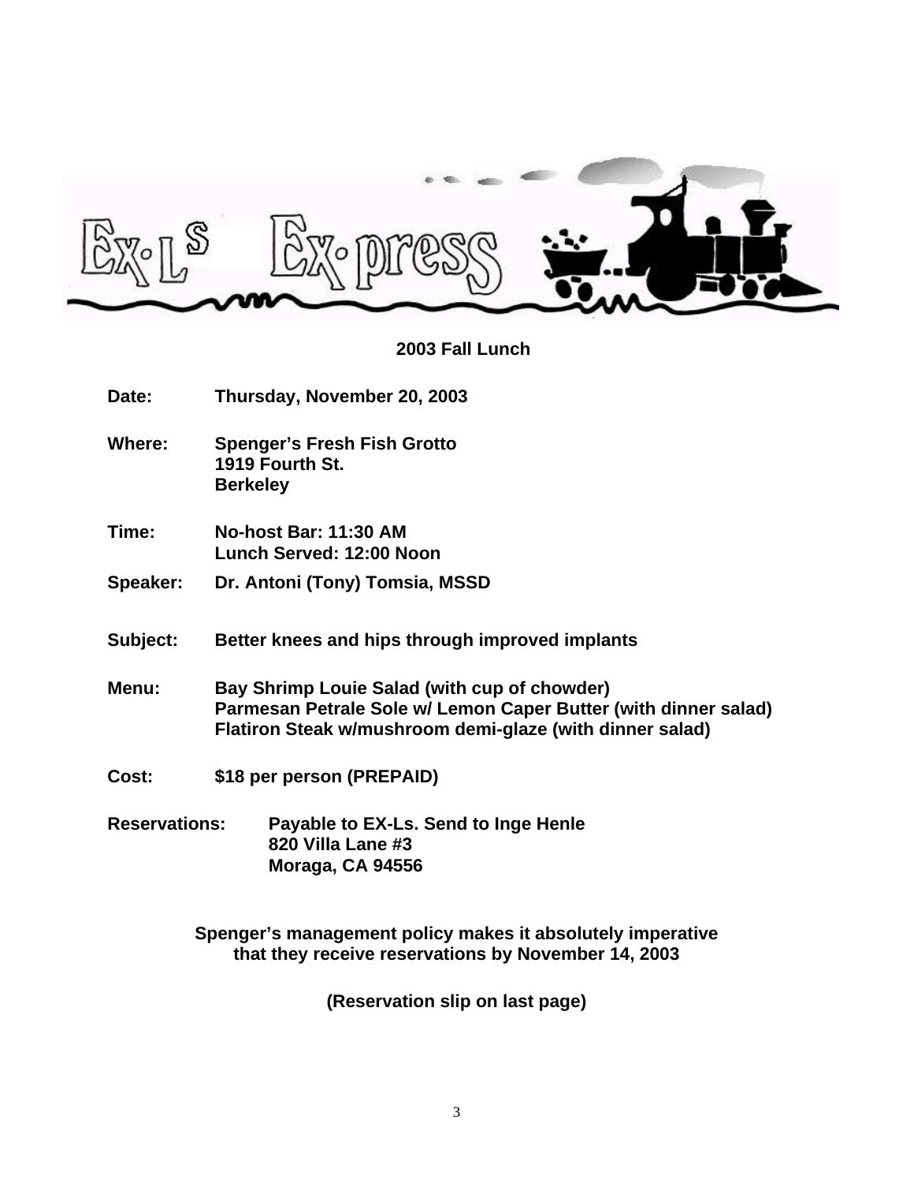# Ex-Ls Ex-press

## 2003 Fall Lunch

**Date:** Thursday, November 20, 2003

**Where:** Spenger's Fresh Fish Grotto
1919 Fourth St.
Berkeley

**Time:** No-host Bar: 11:30 AM
Lunch Served: 12:00 Noon

**Speaker:** Dr. Antoni (Tony) Tomsia, MSSD

**Subject:** Better knees and hips through improved implants

**Menu:** Bay Shrimp Louie Salad (with cup of chowder)
Parmesan Petrale Sole w/ Lemon Caper Butter (with dinner salad)
Flatiron Steak w/mushroom demi-glaze (with dinner salad)

**Cost:** $18 per person (PREPAID)

**Reservations:** Payable to EX-Ls. Send to Inge Henle
820 Villa Lane #3
Moraga, CA 94556

**Spenger's management policy makes it absolutely imperative that they receive reservations by November 14, 2003**

**(Reservation slip on last page)**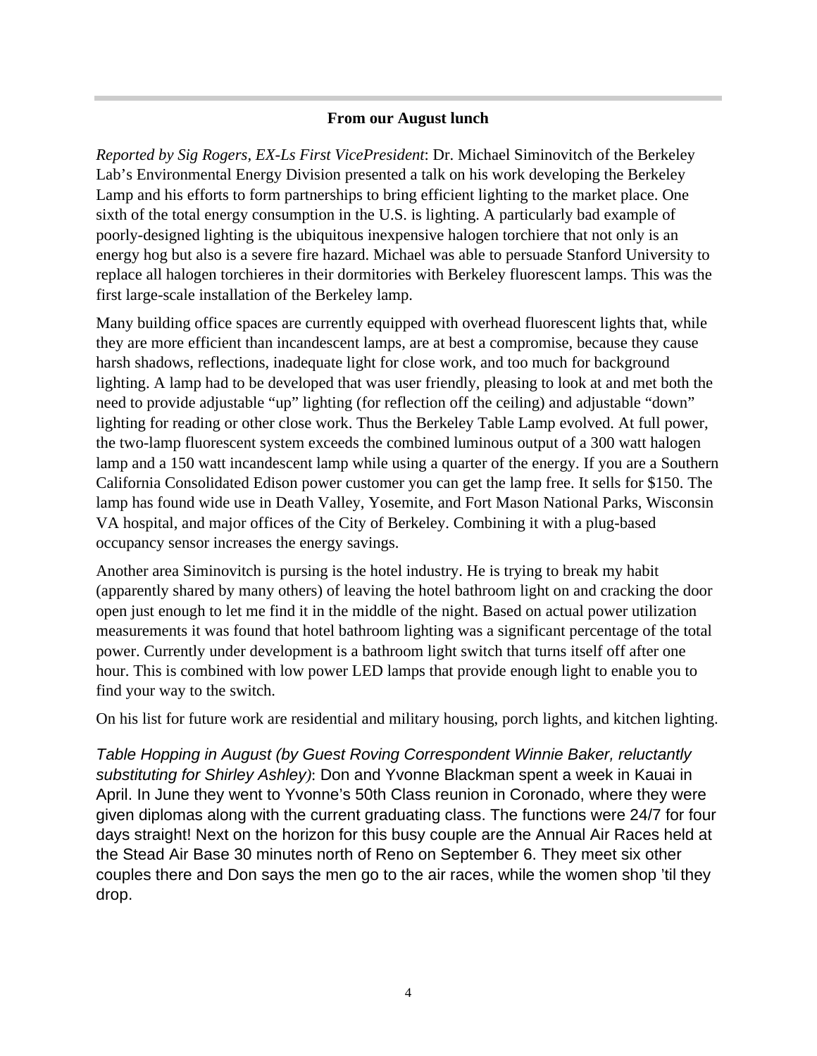### From our August lunch

*Reported by Sig Rogers, EX-Ls First VicePresident*: Dr. Michael Siminovitch of the Berkeley Lab's Environmental Energy Division presented a talk on his work developing the Berkeley Lamp and his efforts to form partnerships to bring efficient lighting to the market place. One sixth of the total energy consumption in the U.S. is lighting. A particularly bad example of poorly-designed lighting is the ubiquitous inexpensive halogen torchiere that not only is an energy hog but also is a severe fire hazard. Michael was able to persuade Stanford University to replace all halogen torchieres in their dormitories with Berkeley fluorescent lamps. This was the first large-scale installation of the Berkeley lamp.

Many building office spaces are currently equipped with overhead fluorescent lights that, while they are more efficient than incandescent lamps, are at best a compromise, because they cause harsh shadows, reflections, inadequate light for close work, and too much for background lighting. A lamp had to be developed that was user friendly, pleasing to look at and met both the need to provide adjustable "up" lighting (for reflection off the ceiling) and adjustable "down" lighting for reading or other close work. Thus the Berkeley Table Lamp evolved. At full power, the two-lamp fluorescent system exceeds the combined luminous output of a 300 watt halogen lamp and a 150 watt incandescent lamp while using a quarter of the energy. If you are a Southern California Consolidated Edison power customer you can get the lamp free. It sells for $150. The lamp has found wide use in Death Valley, Yosemite, and Fort Mason National Parks, Wisconsin VA hospital, and major offices of the City of Berkeley. Combining it with a plug-based occupancy sensor increases the energy savings.

Another area Siminovitch is pursing is the hotel industry. He is trying to break my habit (apparently shared by many others) of leaving the hotel bathroom light on and cracking the door open just enough to let me find it in the middle of the night. Based on actual power utilization measurements it was found that hotel bathroom lighting was a significant percentage of the total power. Currently under development is a bathroom light switch that turns itself off after one hour. This is combined with low power LED lamps that provide enough light to enable you to find your way to the switch.

On his list for future work are residential and military housing, porch lights, and kitchen lighting.

*Table Hopping in August (by Guest Roving Correspondent Winnie Baker, reluctantly substituting for Shirley Ashley)*: Don and Yvonne Blackman spent a week in Kauai in April. In June they went to Yvonne's 50th Class reunion in Coronado, where they were given diplomas along with the current graduating class. The functions were 24/7 for four days straight! Next on the horizon for this busy couple are the Annual Air Races held at the Stead Air Base 30 minutes north of Reno on September 6. They meet six other couples there and Don says the men go to the air races, while the women shop 'til they drop.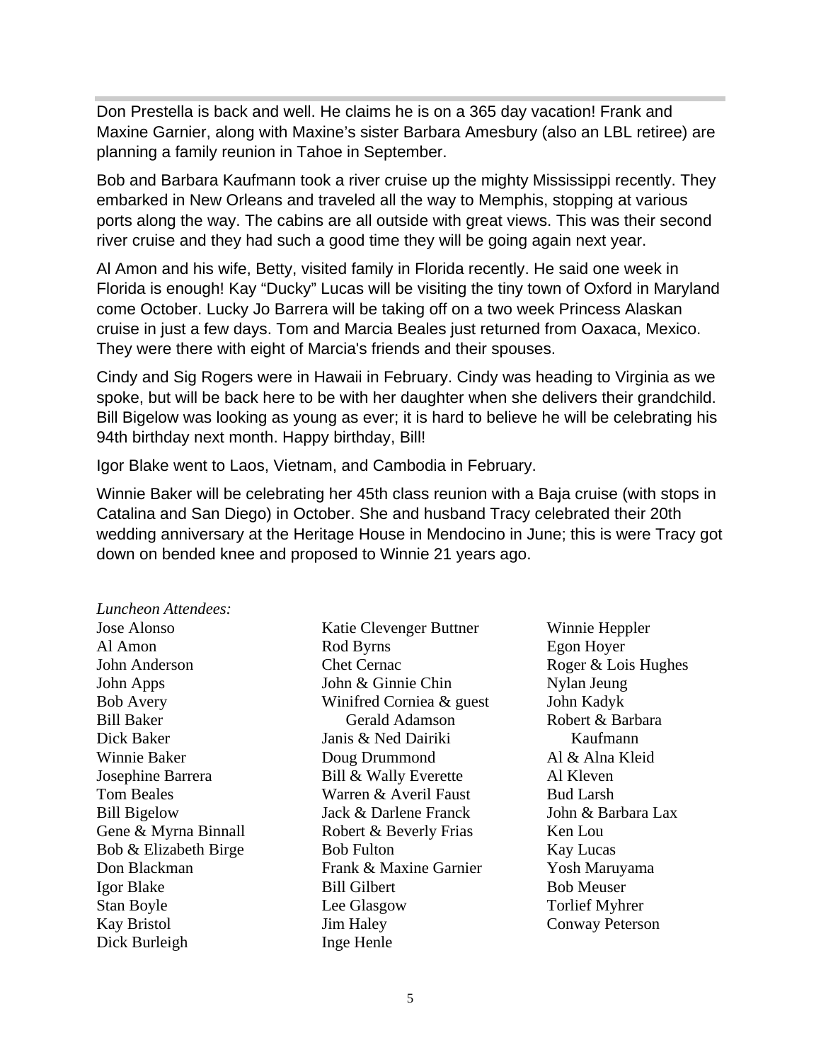Don Prestella is back and well. He claims he is on a 365 day vacation! Frank and Maxine Garnier, along with Maxine's sister Barbara Amesbury (also an LBL retiree) are planning a family reunion in Tahoe in September.

Bob and Barbara Kaufmann took a river cruise up the mighty Mississippi recently. They embarked in New Orleans and traveled all the way to Memphis, stopping at various ports along the way. The cabins are all outside with great views. This was their second river cruise and they had such a good time they will be going again next year.

Al Amon and his wife, Betty, visited family in Florida recently. He said one week in Florida is enough! Kay "Ducky" Lucas will be visiting the tiny town of Oxford in Maryland come October. Lucky Jo Barrera will be taking off on a two week Princess Alaskan cruise in just a few days. Tom and Marcia Beales just returned from Oaxaca, Mexico. They were there with eight of Marcia's friends and their spouses.

Cindy and Sig Rogers were in Hawaii in February. Cindy was heading to Virginia as we spoke, but will be back here to be with her daughter when she delivers their grandchild. Bill Bigelow was looking as young as ever; it is hard to believe he will be celebrating his 94th birthday next month. Happy birthday, Bill!

Igor Blake went to Laos, Vietnam, and Cambodia in February.

Winnie Baker will be celebrating her 45th class reunion with a Baja cruise (with stops in Catalina and San Diego) in October. She and husband Tracy celebrated their 20th wedding anniversary at the Heritage House in Mendocino in June; this is were Tracy got down on bended knee and proposed to Winnie 21 years ago.

*Luncheon Attendees:*

Jose Alonso
Al Amon
John Anderson
John Apps
Bob Avery
Bill Baker
Dick Baker
Winnie Baker
Josephine Barrera
Tom Beales
Bill Bigelow
Gene & Myrna Binnall
Bob & Elizabeth Birge
Don Blackman
Igor Blake
Stan Boyle
Kay Bristol
Dick Burleigh
Katie Clevenger Buttner
Rod Byrns
Chet Cernac
John & Ginnie Chin
Winifred Corniea & guest Gerald Adamson
Janis & Ned Dairiki
Doug Drummond
Bill & Wally Everette
Warren & Averil Faust
Jack & Darlene Franck
Robert & Beverly Frias
Bob Fulton
Frank & Maxine Garnier
Bill Gilbert
Lee Glasgow
Jim Haley
Inge Henle
Winnie Heppler
Egon Hoyer
Roger & Lois Hughes
Nylan Jeung
John Kadyk
Robert & Barbara Kaufmann
Al & Alna Kleid
Al Kleven
Bud Larsh
John & Barbara Lax
Ken Lou
Kay Lucas
Yosh Maruyama
Bob Meuser
Torlief Myhrer
Conway Peterson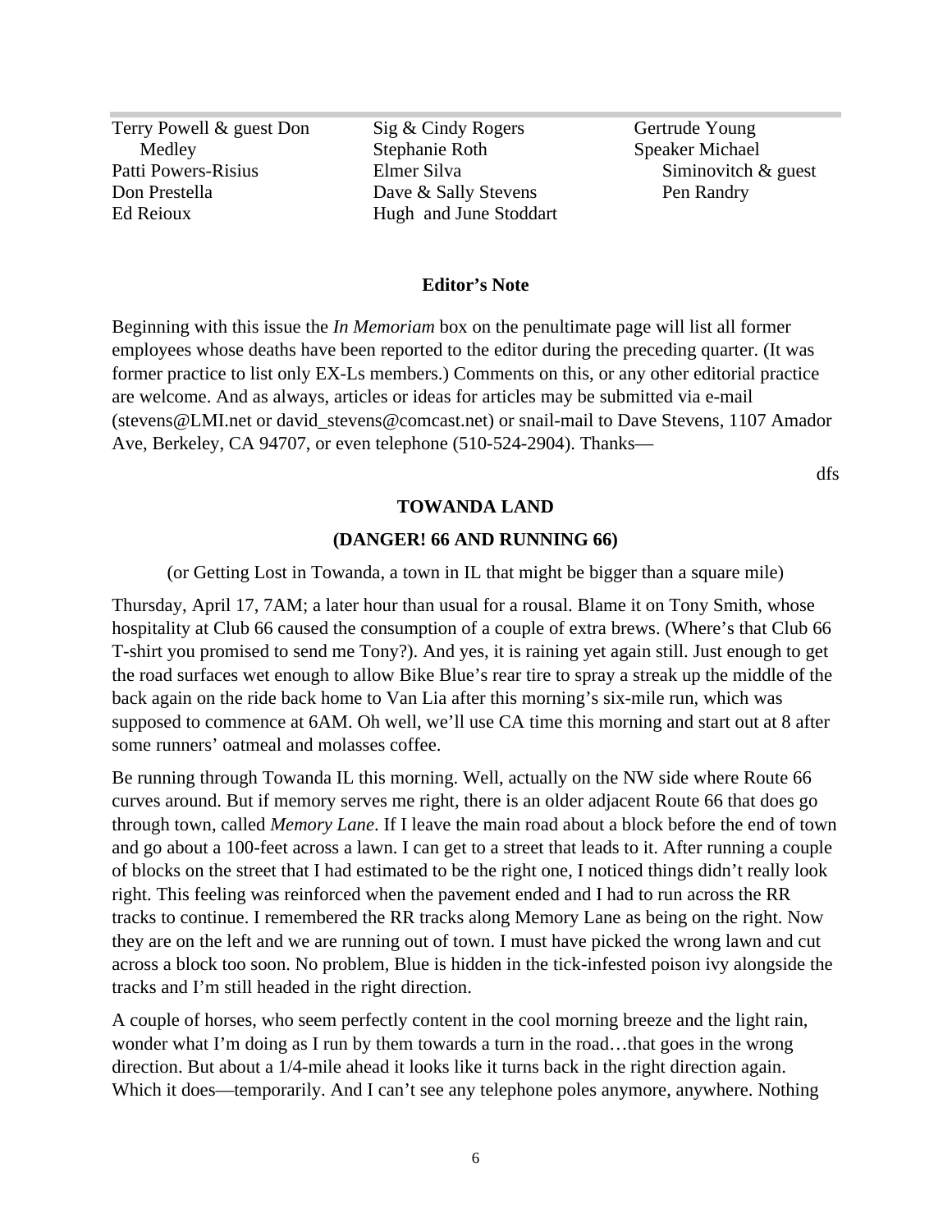Terry Powell & guest Don Medley
Patti Powers-Risius
Don Prestella
Ed Reioux
Sig & Cindy Rogers
Stephanie Roth
Elmer Silva
Dave & Sally Stevens
Hugh and June Stoddart
Gertrude Young
Speaker Michael Siminovitch & guest Pen Randry

**Editor's Note**

Beginning with this issue the *In Memoriam* box on the penultimate page will list all former employees whose deaths have been reported to the editor during the preceding quarter. (It was former practice to list only EX-Ls members.) Comments on this, or any other editorial practice are welcome. And as always, articles or ideas for articles may be submitted via e-mail (stevens@LMI.net or david_stevens@comcast.net) or snail-mail to Dave Stevens, 1107 Amador Ave, Berkeley, CA 94707, or even telephone (510-524-2904). Thanks—

dfs

## TOWANDA LAND

### (DANGER! 66 AND RUNNING 66)

(or Getting Lost in Towanda, a town in IL that might be bigger than a square mile)

Thursday, April 17, 7AM; a later hour than usual for a rousal. Blame it on Tony Smith, whose hospitality at Club 66 caused the consumption of a couple of extra brews. (Where's that Club 66 T-shirt you promised to send me Tony?). And yes, it is raining yet again still. Just enough to get the road surfaces wet enough to allow Bike Blue's rear tire to spray a streak up the middle of the back again on the ride back home to Van Lia after this morning's six-mile run, which was supposed to commence at 6AM. Oh well, we'll use CA time this morning and start out at 8 after some runners' oatmeal and molasses coffee.

Be running through Towanda IL this morning. Well, actually on the NW side where Route 66 curves around. But if memory serves me right, there is an older adjacent Route 66 that does go through town, called *Memory Lane*. If I leave the main road about a block before the end of town and go about a 100-feet across a lawn. I can get to a street that leads to it. After running a couple of blocks on the street that I had estimated to be the right one, I noticed things didn't really look right. This feeling was reinforced when the pavement ended and I had to run across the RR tracks to continue. I remembered the RR tracks along Memory Lane as being on the right. Now they are on the left and we are running out of town. I must have picked the wrong lawn and cut across a block too soon. No problem, Blue is hidden in the tick-infested poison ivy alongside the tracks and I'm still headed in the right direction.

A couple of horses, who seem perfectly content in the cool morning breeze and the light rain, wonder what I'm doing as I run by them towards a turn in the road…that goes in the wrong direction. But about a 1/4-mile ahead it looks like it turns back in the right direction again. Which it does—temporarily. And I can't see any telephone poles anymore, anywhere. Nothing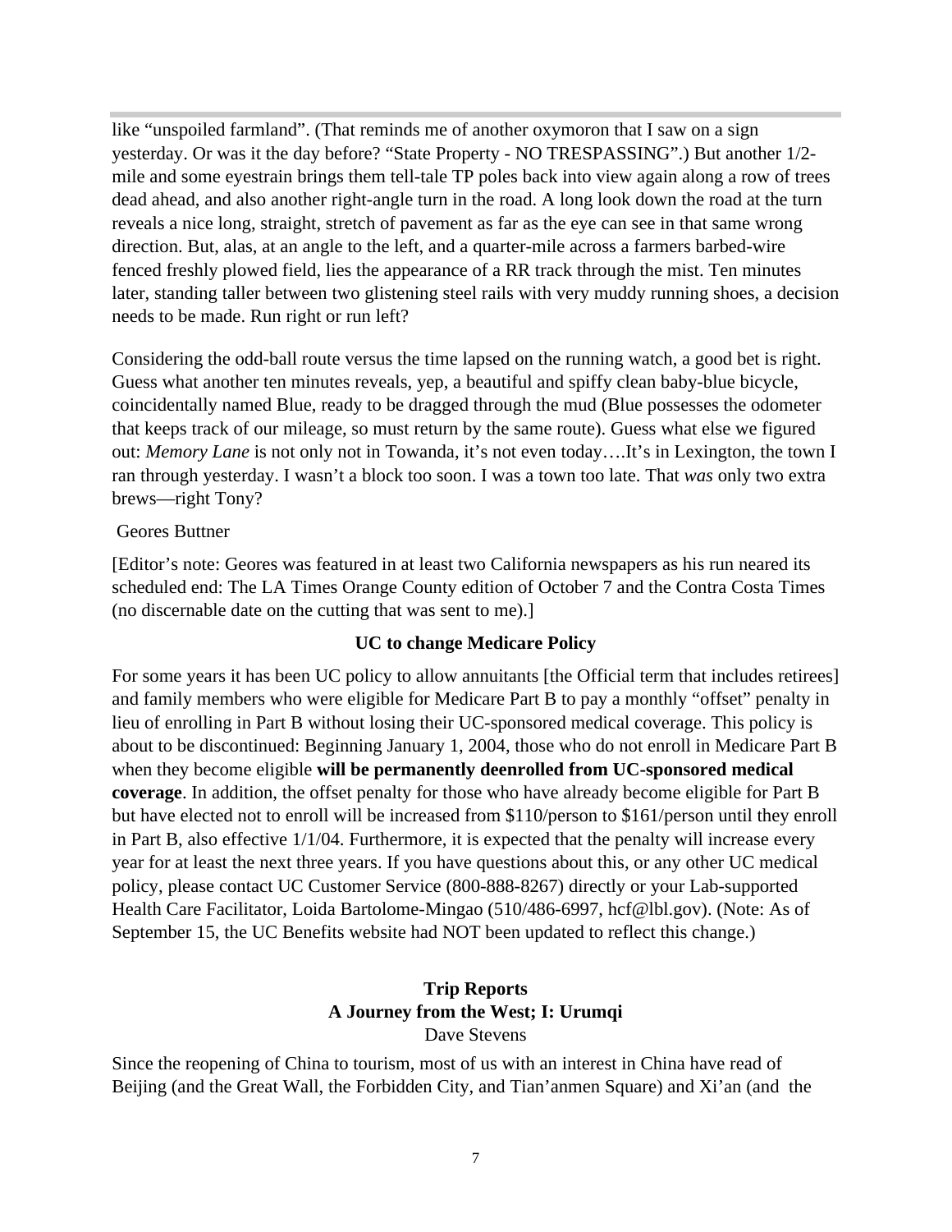like “unspoiled farmland”. (That reminds me of another oxymoron that I saw on a sign yesterday. Or was it the day before? “State Property - NO TRESPASSING”.) But another 1/2-mile and some eyestrain brings them tell-tale TP poles back into view again along a row of trees dead ahead, and also another right-angle turn in the road. A long look down the road at the turn reveals a nice long, straight, stretch of pavement as far as the eye can see in that same wrong direction. But, alas, at an angle to the left, and a quarter-mile across a farmers barbed-wire fenced freshly plowed field, lies the appearance of a RR track through the mist. Ten minutes later, standing taller between two glistening steel rails with very muddy running shoes, a decision needs to be made. Run right or run left?

Considering the odd-ball route versus the time lapsed on the running watch, a good bet is right. Guess what another ten minutes reveals, yep, a beautiful and spiffy clean baby-blue bicycle, coincidentally named Blue, ready to be dragged through the mud (Blue possesses the odometer that keeps track of our mileage, so must return by the same route). Guess what else we figured out: *Memory Lane* is not only not in Towanda, it’s not even today….It’s in Lexington, the town I ran through yesterday. I wasn’t a block too soon. I was a town too late. That *was* only two extra brews—right Tony?

Geores Buttner

[Editor’s note: Geores was featured in at least two California newspapers as his run neared its scheduled end: The LA Times Orange County edition of October 7 and the Contra Costa Times (no discernable date on the cutting that was sent to me).]

## UC to change Medicare Policy

For some years it has been UC policy to allow annuitants [the Official term that includes retirees] and family members who were eligible for Medicare Part B to pay a monthly “offset” penalty in lieu of enrolling in Part B without losing their UC-sponsored medical coverage. This policy is about to be discontinued: Beginning January 1, 2004, those who do not enroll in Medicare Part B when they become eligible **will be permanently deenrolled from UC-sponsored medical coverage**. In addition, the offset penalty for those who have already become eligible for Part B but have elected not to enroll will be increased from $110/person to $161/person until they enroll in Part B, also effective 1/1/04. Furthermore, it is expected that the penalty will increase every year for at least the next three years. If you have questions about this, or any other UC medical policy, please contact UC Customer Service (800-888-8267) directly or your Lab-supported Health Care Facilitator, Loida Bartolome-Mingao (510/486-6997, hcf@lbl.gov). (Note: As of September 15, the UC Benefits website had NOT been updated to reflect this change.)

## Trip Reports

### A Journey from the West; I: Urumqi

Dave Stevens

Since the reopening of China to tourism, most of us with an interest in China have read of Beijing (and the Great Wall, the Forbidden City, and Tian’anmen Square) and Xi’an (and the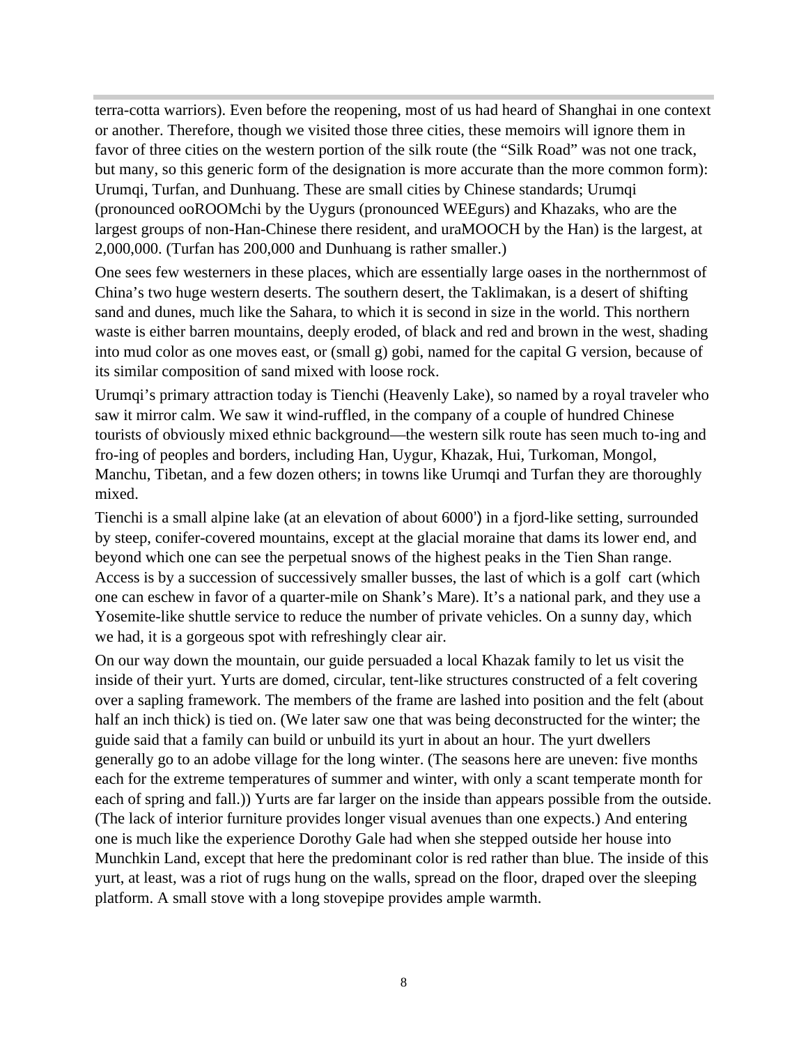terra-cotta warriors). Even before the reopening, most of us had heard of Shanghai in one context or another. Therefore, though we visited those three cities, these memoirs will ignore them in favor of three cities on the western portion of the silk route (the “Silk Road” was not one track, but many, so this generic form of the designation is more accurate than the more common form): Urumqi, Turfan, and Dunhuang. These are small cities by Chinese standards; Urumqi (pronounced ooROOMchi by the Uygurs (pronounced WEEgurs) and Khazaks, who are the largest groups of non-Han-Chinese there resident, and uraMOOCH by the Han) is the largest, at 2,000,000. (Turfan has 200,000 and Dunhuang is rather smaller.)

One sees few westerners in these places, which are essentially large oases in the northernmost of China’s two huge western deserts. The southern desert, the Taklimakan, is a desert of shifting sand and dunes, much like the Sahara, to which it is second in size in the world. This northern waste is either barren mountains, deeply eroded, of black and red and brown in the west, shading into mud color as one moves east, or (small g) gobi, named for the capital G version, because of its similar composition of sand mixed with loose rock.

Urumqi’s primary attraction today is Tienchi (Heavenly Lake), so named by a royal traveler who saw it mirror calm. We saw it wind-ruffled, in the company of a couple of hundred Chinese tourists of obviously mixed ethnic background—the western silk route has seen much to-ing and fro-ing of peoples and borders, including Han, Uygur, Khazak, Hui, Turkoman, Mongol, Manchu, Tibetan, and a few dozen others; in towns like Urumqi and Turfan they are thoroughly mixed.

Tienchi is a small alpine lake (at an elevation of about 6000') in a fjord-like setting, surrounded by steep, conifer-covered mountains, except at the glacial moraine that dams its lower end, and beyond which one can see the perpetual snows of the highest peaks in the Tien Shan range. Access is by a succession of successively smaller busses, the last of which is a golf cart (which one can eschew in favor of a quarter-mile on Shank’s Mare). It’s a national park, and they use a Yosemite-like shuttle service to reduce the number of private vehicles. On a sunny day, which we had, it is a gorgeous spot with refreshingly clear air.

On our way down the mountain, our guide persuaded a local Khazak family to let us visit the inside of their yurt. Yurts are domed, circular, tent-like structures constructed of a felt covering over a sapling framework. The members of the frame are lashed into position and the felt (about half an inch thick) is tied on. (We later saw one that was being deconstructed for the winter; the guide said that a family can build or unbuild its yurt in about an hour. The yurt dwellers generally go to an adobe village for the long winter. (The seasons here are uneven: five months each for the extreme temperatures of summer and winter, with only a scant temperate month for each of spring and fall.)) Yurts are far larger on the inside than appears possible from the outside. (The lack of interior furniture provides longer visual avenues than one expects.) And entering one is much like the experience Dorothy Gale had when she stepped outside her house into Munchkin Land, except that here the predominant color is red rather than blue. The inside of this yurt, at least, was a riot of rugs hung on the walls, spread on the floor, draped over the sleeping platform. A small stove with a long stovepipe provides ample warmth.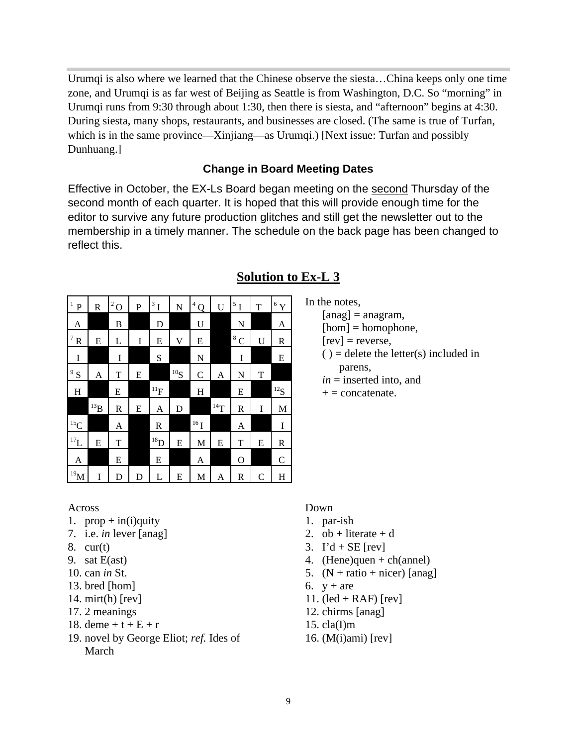Urumqi is also where we learned that the Chinese observe the siesta…China keeps only one time zone, and Urumqi is as far west of Beijing as Seattle is from Washington, D.C. So “morning” in Urumqi runs from 9:30 through about 1:30, then there is siesta, and “afternoon” begins at 4:30. During siesta, many shops, restaurants, and businesses are closed. (The same is true of Turfan, which is in the same province—Xinjiang—as Urumqi.) [Next issue: Turfan and possibly Dunhuang.]

### Change in Board Meeting Dates

Effective in October, the EX-Ls Board began meeting on the second Thursday of the second month of each quarter. It is hoped that this will provide enough time for the editor to survive any future production glitches and still get the newsletter out to the membership in a timely manner. The schedule on the back page has been changed to reflect this.

## Solution to Ex-L 3

| 1 P | R | 2 O | P | 3 I | N | 4 Q | U | 5 I | T | 6 Y |
|---|---|---|---|---|---|---|---|---|---|---|
| A | | B | | D | | U | | N | | A |
| 7 R | E | L | I | E | V | E | | 8 C | U | R |
| I | | I | | S | | N | | I | | E |
| 9 S | A | T | E | | 10 S | C | A | N | T | |
| H | | E | | 11 F | | H | | E | | 12 S |
| | 13 B | R | E | A | D | | 14 T | R | I | M |
| 15 C | | A | | R | | 16 I | | A | | I |
| 17 L | E | T | | 18 D | E | M | E | T | E | R |
| A | | E | | E | | A | | O | | C |
| 19 M | I | D | D | L | E | M | A | R | C | H |

In the notes,
- [anag] = anagram,
- [hom] = homophone,
- [rev] = reverse,
- ( ) = delete the letter(s) included in parens,
- *in* = inserted into, and
- + = concatenate.

Across
1. prop + in(i)quity
7. i.e. *in* lever [anag]
8. cur(t)
9. sat E(ast)
10. can *in* St.
13. bred [hom]
14. mirt(h) [rev]
17. 2 meanings
18. deme + t + E + r
19. novel by George Eliot; *ref.* Ides of March

Down
1. par-ish
2. ob + literate + d
3. I’d + SE [rev]
4. (Hene)quen + ch(annel)
5. (N + ratio + nicer) [anag]
6. y + are
11. (led + RAF) [rev]
12. chirms [anag]
15. cla(I)m
16. (M(i)ami) [rev]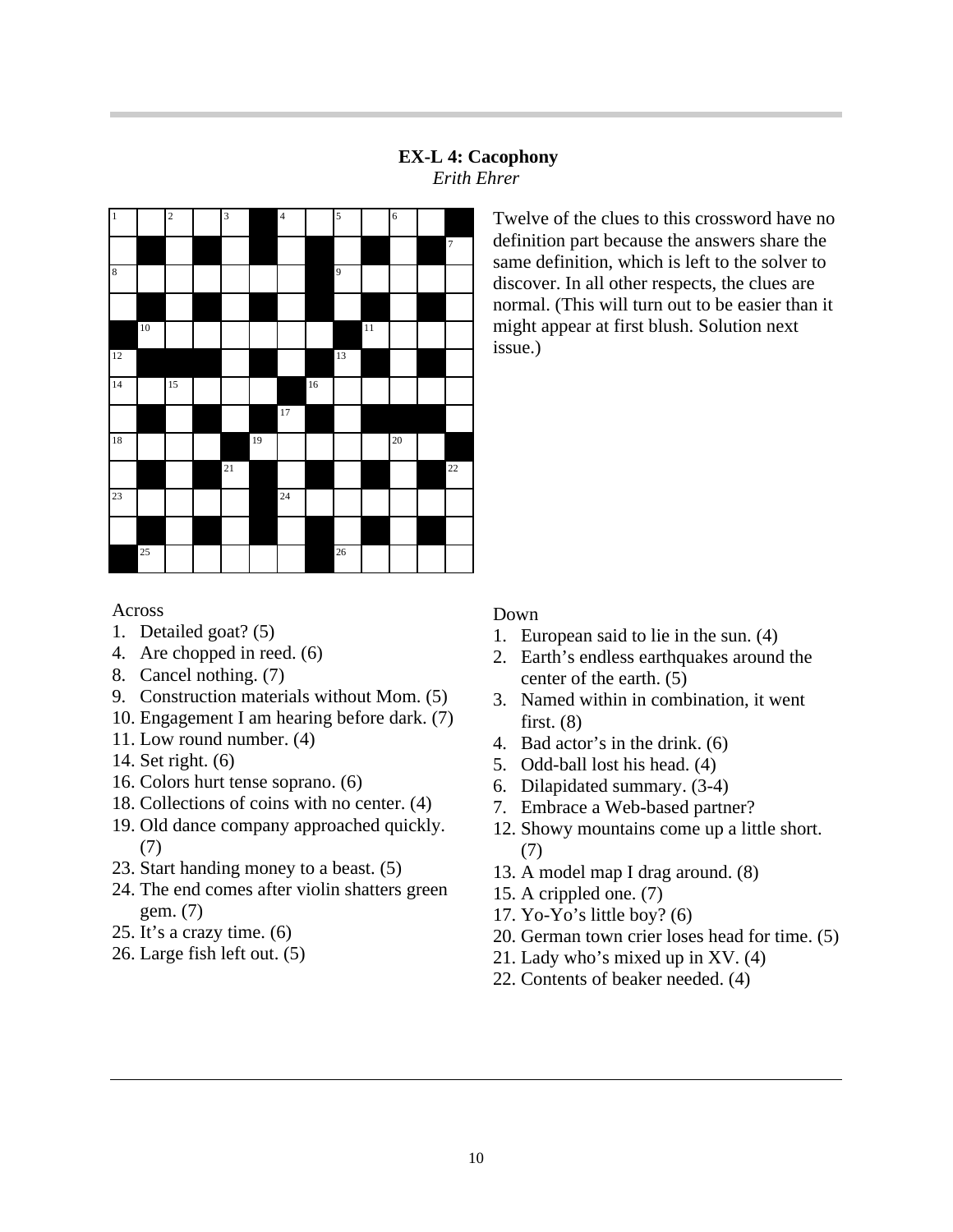## EX-L 4: Cacophony

*Erith Ehrer*

Twelve of the clues to this crossword have no definition part because the answers share the same definition, which is left to the solver to discover. In all other respects, the clues are normal. (This will turn out to be easier than it might appear at first blush. Solution next issue.)

### Across

1. Detailed goat? (5)
4. Are chopped in reed. (6)
8. Cancel nothing. (7)
9. Construction materials without Mom. (5)
10. Engagement I am hearing before dark. (7)
11. Low round number. (4)
14. Set right. (6)
16. Colors hurt tense soprano. (6)
18. Collections of coins with no center. (4)
19. Old dance company approached quickly. (7)
23. Start handing money to a beast. (5)
24. The end comes after violin shatters green gem. (7)
25. It's a crazy time. (6)
26. Large fish left out. (5)

### Down

1. European said to lie in the sun. (4)
2. Earth's endless earthquakes around the center of the earth. (5)
3. Named within in combination, it went first. (8)
4. Bad actor's in the drink. (6)
5. Odd-ball lost his head. (4)
6. Dilapidated summary. (3-4)
7. Embrace a Web-based partner?
12. Showy mountains come up a little short. (7)
13. A model map I drag around. (8)
15. A crippled one. (7)
17. Yo-Yo's little boy? (6)
20. German town crier loses head for time. (5)
21. Lady who's mixed up in XV. (4)
22. Contents of beaker needed. (4)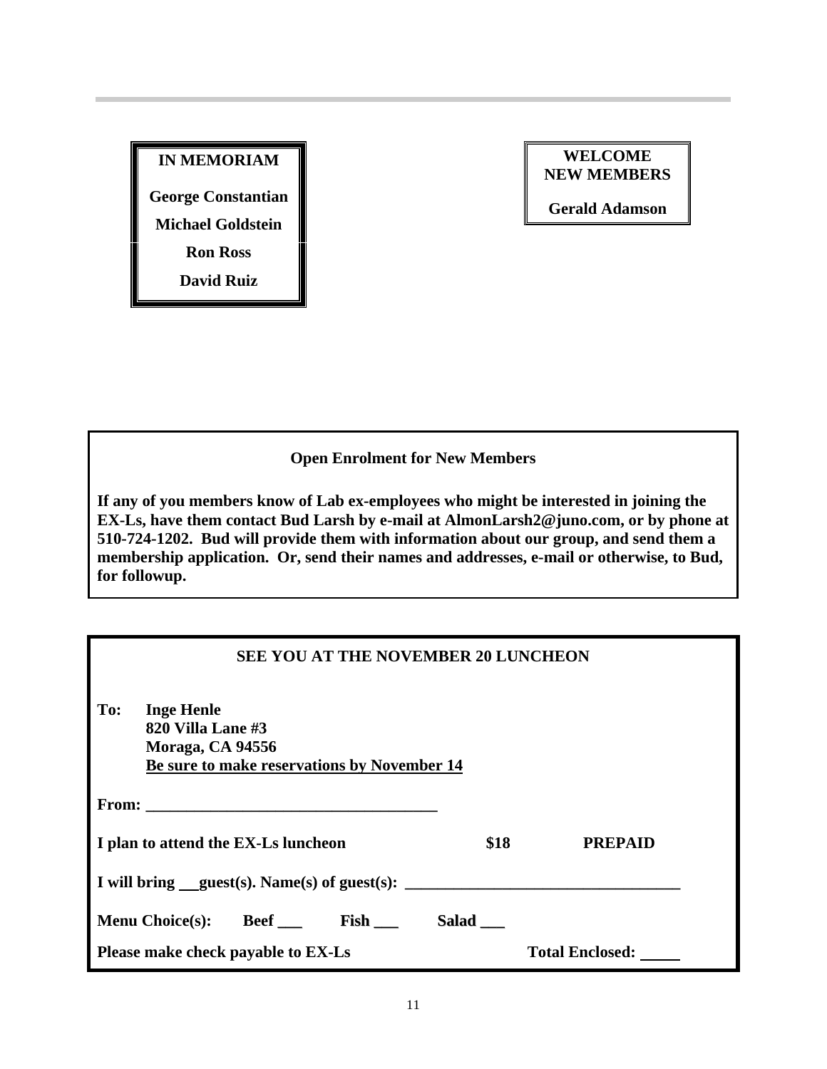**IN MEMORIAM**

**George Constantian**

**Michael Goldstein**

**Ron Ross**

**David Ruiz**

**WELCOME NEW MEMBERS**

**Gerald Adamson**

**Open Enrolment for New Members**

**If any of you members know of Lab ex-employees who might be interested in joining the EX-Ls, have them contact Bud Larsh by e-mail at AlmonLarsh2@juno.com, or by phone at 510-724-1202. Bud will provide them with information about our group, and send them a membership application. Or, send their names and addresses, e-mail or otherwise, to Bud, for followup.**

**SEE YOU AT THE NOVEMBER 20 LUNCHEON**

**To: Inge Henle**
**820 Villa Lane #3**
**Moraga, CA 94556**
**<u>Be sure to make reservations by November 14</u>**

**From: ____________________________________**

**I plan to attend the EX-Ls luncheon $18 PREPAID**

**I will bring __guest(s). Name(s) of guest(s): _________________________________**

**Menu Choice(s): Beef ___ Fish ___ Salad ___**

**Please make check payable to EX-Ls Total Enclosed: _____**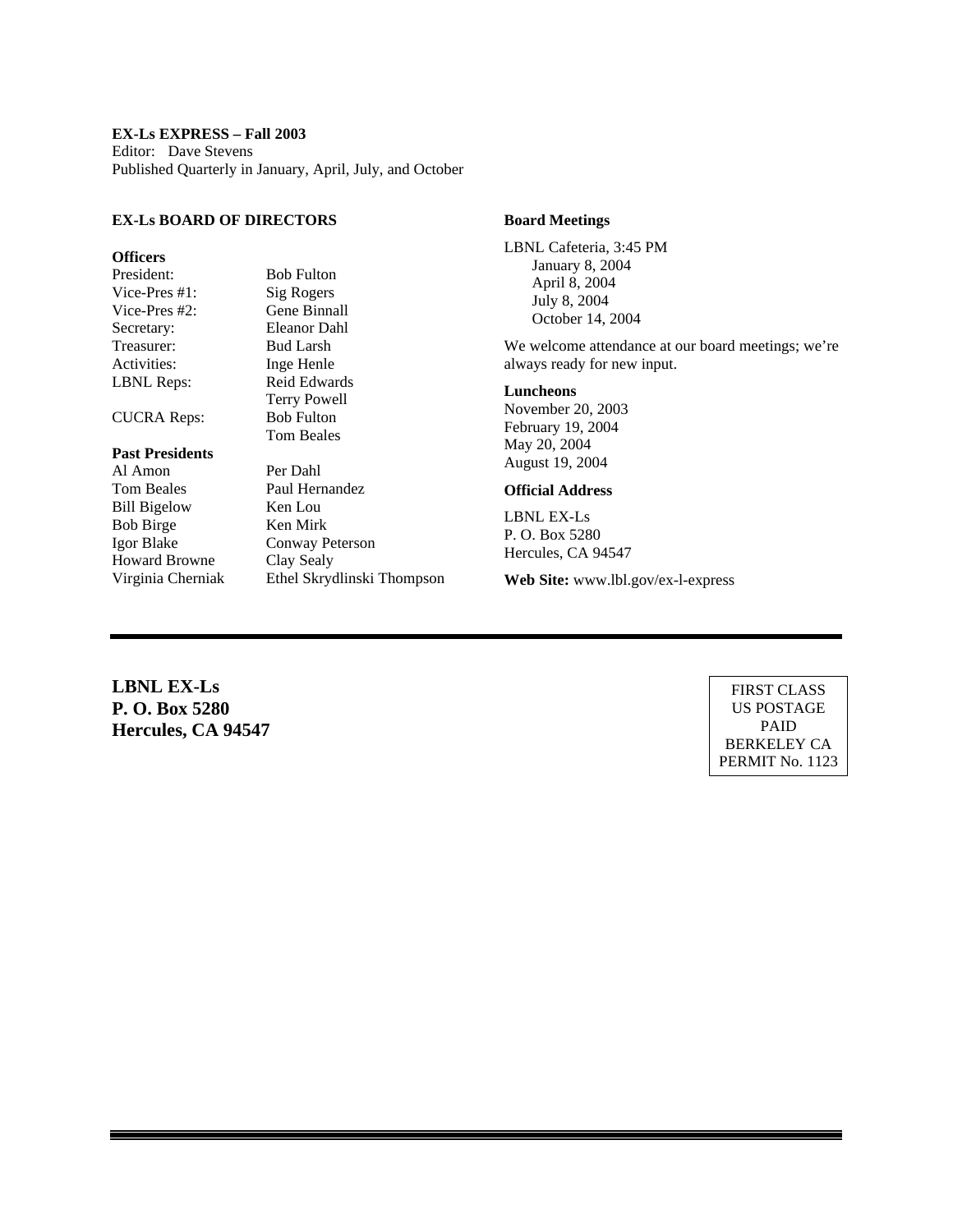**EX-Ls EXPRESS – Fall 2003**
Editor: Dave Stevens
Published Quarterly in January, April, July, and October

### EX-Ls BOARD OF DIRECTORS

**Officers**

| | |
|---|---|
| President: | Bob Fulton |
| Vice-Pres #1: | Sig Rogers |
| Vice-Pres #2: | Gene Binnall |
| Secretary: | Eleanor Dahl |
| Treasurer: | Bud Larsh |
| Activities: | Inge Henle |
| LBNL Reps: | Reid Edwards |
| | Terry Powell |
| CUCRA Reps: | Bob Fulton |
| | Tom Beales |

**Past Presidents**

| | |
|---|---|
| Al Amon | Per Dahl |
| Tom Beales | Paul Hernandez |
| Bill Bigelow | Ken Lou |
| Bob Birge | Ken Mirk |
| Igor Blake | Conway Peterson |
| Howard Browne | Clay Sealy |
| Virginia Cherniak | Ethel Skrydlinski Thompson |

**Board Meetings**

LBNL Cafeteria, 3:45 PM
- January 8, 2004
- April 8, 2004
- July 8, 2004
- October 14, 2004

We welcome attendance at our board meetings; we're always ready for new input.

**Luncheons**

November 20, 2003
February 19, 2004
May 20, 2004
August 19, 2004

**Official Address**

LBNL EX-Ls
P. O. Box 5280
Hercules, CA 94547

**Web Site:** www.lbl.gov/ex-l-express

---

**LBNL EX-Ls**
**P. O. Box 5280**
**Hercules, CA 94547**

FIRST CLASS
US POSTAGE
PAID
BERKELEY CA
PERMIT No. 1123